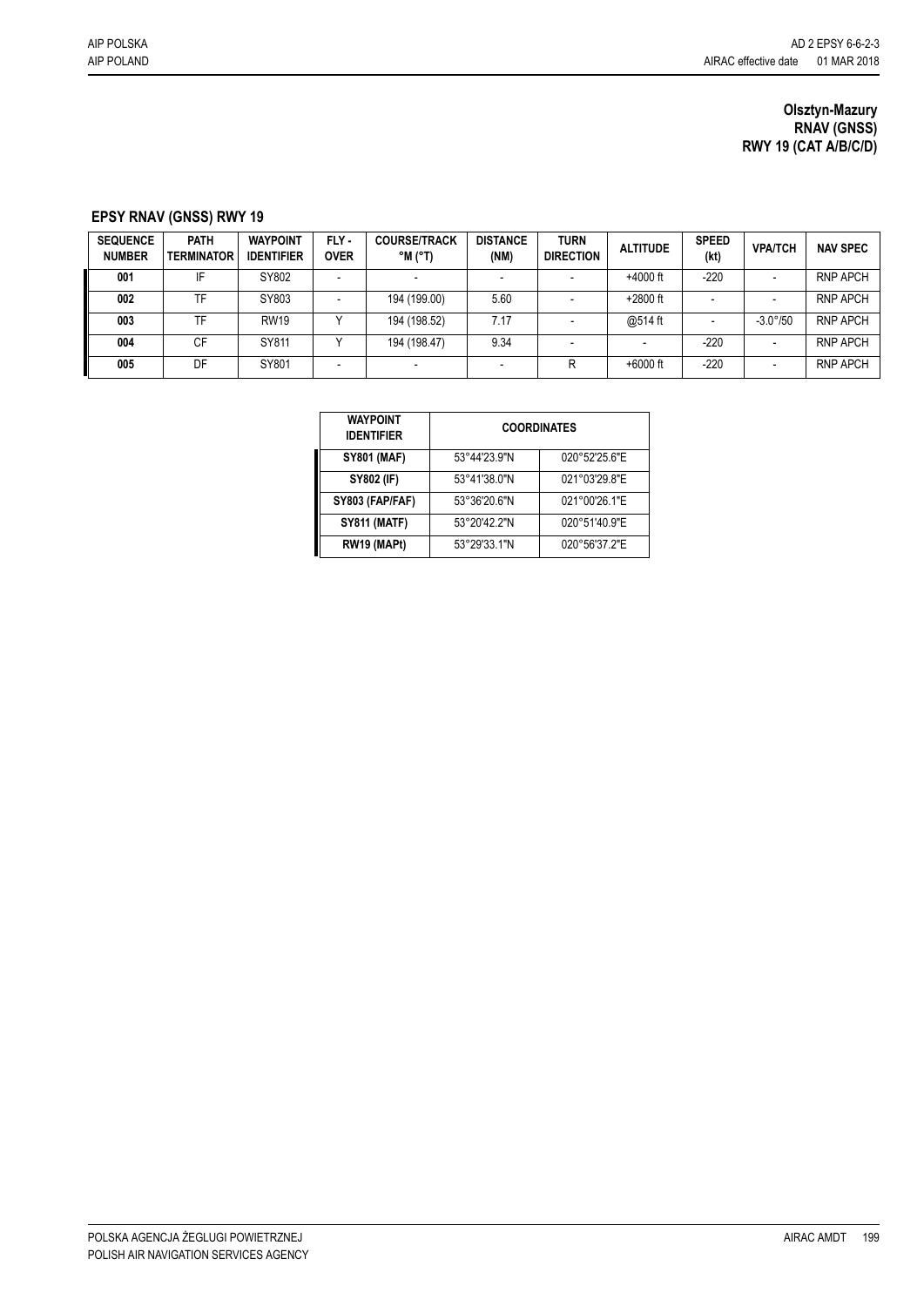**Olsztyn-Mazury**
**RNAV (GNSS)**
**RWY 19 (CAT A/B/C/D)**

## EPSY RNAV (GNSS) RWY 19

| SEQUENCE NUMBER | PATH TERMINATOR | WAYPOINT IDENTIFIER | FLY - OVER | COURSE/TRACK °M (°T) | DISTANCE (NM) | TURN DIRECTION | ALTITUDE | SPEED (kt) | VPA/TCH | NAV SPEC |
|---|---|---|---|---|---|---|---|---|---|---|
| **001** | IF | SY802 | - | - | - | - | +4000 ft | -220 | - | RNP APCH |
| **002** | TF | SY803 | - | 194 (199.00) | 5.60 | - | +2800 ft | - | - | RNP APCH |
| **003** | TF | RW19 | Y | 194 (198.52) | 7.17 | - | @514 ft | - | -3.0°/50 | RNP APCH |
| **004** | CF | SY811 | Y | 194 (198.47) | 9.34 | - | - | -220 | - | RNP APCH |
| **005** | DF | SY801 | - | - | - | R | +6000 ft | -220 | - | RNP APCH |

| WAYPOINT IDENTIFIER | COORDINATES | |
|---|---|---|
| **SY801 (MAF)** | 53°44'23.9"N | 020°52'25.6"E |
| **SY802 (IF)** | 53°41'38.0"N | 021°03'29.8"E |
| **SY803 (FAP/FAF)** | 53°36'20.6"N | 021°00'26.1"E |
| **SY811 (MATF)** | 53°20'42.2"N | 020°51'40.9"E |
| **RW19 (MAPt)** | 53°29'33.1"N | 020°56'37.2"E |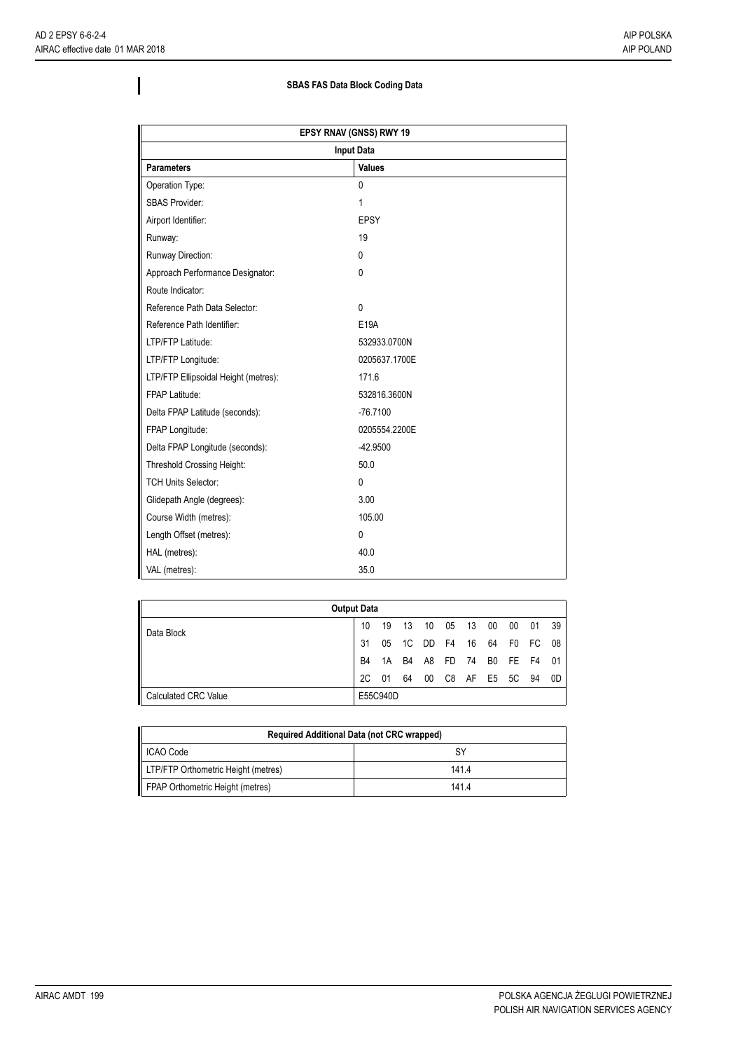**SBAS FAS Data Block Coding Data**

| EPSY RNAV (GNSS) RWY 19 | |
|---|---|
| **Input Data** | |
| **Parameters** | **Values** |
| Operation Type: | 0 |
| SBAS Provider: | 1 |
| Airport Identifier: | EPSY |
| Runway: | 19 |
| Runway Direction: | 0 |
| Approach Performance Designator: | 0 |
| Route Indicator: | |
| Reference Path Data Selector: | 0 |
| Reference Path Identifier: | E19A |
| LTP/FTP Latitude: | 532933.0700N |
| LTP/FTP Longitude: | 0205637.1700E |
| LTP/FTP Ellipsoidal Height (metres): | 171.6 |
| FPAP Latitude: | 532816.3600N |
| Delta FPAP Latitude (seconds): | -76.7100 |
| FPAP Longitude: | 0205554.2200E |
| Delta FPAP Longitude (seconds): | -42.9500 |
| Threshold Crossing Height: | 50.0 |
| TCH Units Selector: | 0 |
| Glidepath Angle (degrees): | 3.00 |
| Course Width (metres): | 105.00 |
| Length Offset (metres): | 0 |
| HAL (metres): | 40.0 |
| VAL (metres): | 35.0 |

| Output Data | | | | | | | | | | |
|---|---|---|---|---|---|---|---|---|---|---|
| Data Block | 10 | 19 | 13 | 10 | 05 | 13 | 00 | 00 | 01 | 39 |
| | 31 | 05 | 1C | DD | F4 | 16 | 64 | F0 | FC | 08 |
| | B4 | 1A | B4 | A8 | FD | 74 | B0 | FE | F4 | 01 |
| | 2C | 01 | 64 | 00 | C8 | AF | E5 | 5C | 94 | 0D |
| Calculated CRC Value | E55C940D | | | | | | | | | |

| Required Additional Data (not CRC wrapped) | |
|---|---|
| ICAO Code | SY |
| LTP/FTP Orthometric Height (metres) | 141.4 |
| FPAP Orthometric Height (metres) | 141.4 |